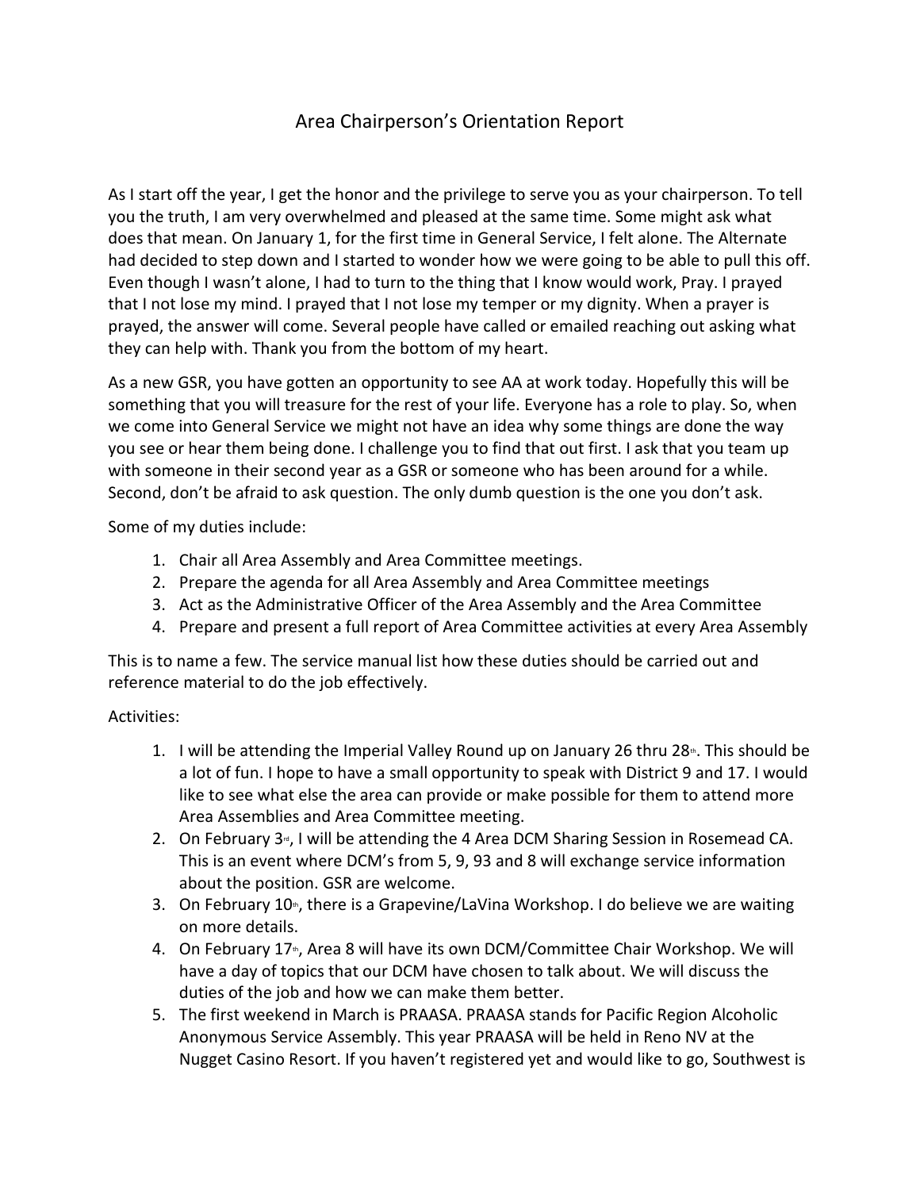# Area Chairperson's Orientation Report

As I start off the year, I get the honor and the privilege to serve you as your chairperson. To tell you the truth, I am very overwhelmed and pleased at the same time. Some might ask what does that mean. On January 1, for the first time in General Service, I felt alone. The Alternate had decided to step down and I started to wonder how we were going to be able to pull this off. Even though I wasn't alone, I had to turn to the thing that I know would work, Pray. I prayed that I not lose my mind. I prayed that I not lose my temper or my dignity. When a prayer is prayed, the answer will come. Several people have called or emailed reaching out asking what they can help with. Thank you from the bottom of my heart.

As a new GSR, you have gotten an opportunity to see AA at work today. Hopefully this will be something that you will treasure for the rest of your life. Everyone has a role to play. So, when we come into General Service we might not have an idea why some things are done the way you see or hear them being done. I challenge you to find that out first. I ask that you team up with someone in their second year as a GSR or someone who has been around for a while. Second, don't be afraid to ask question. The only dumb question is the one you don't ask.

Some of my duties include:

1. Chair all Area Assembly and Area Committee meetings.
2. Prepare the agenda for all Area Assembly and Area Committee meetings
3. Act as the Administrative Officer of the Area Assembly and the Area Committee
4. Prepare and present a full report of Area Committee activities at every Area Assembly

This is to name a few. The service manual list how these duties should be carried out and reference material to do the job effectively.

Activities:

1. I will be attending the Imperial Valley Round up on January 26 thru 28th. This should be a lot of fun. I hope to have a small opportunity to speak with District 9 and 17. I would like to see what else the area can provide or make possible for them to attend more Area Assemblies and Area Committee meeting.
2. On February 3rd, I will be attending the 4 Area DCM Sharing Session in Rosemead CA. This is an event where DCM's from 5, 9, 93 and 8 will exchange service information about the position. GSR are welcome.
3. On February 10th, there is a Grapevine/LaVina Workshop. I do believe we are waiting on more details.
4. On February 17th, Area 8 will have its own DCM/Committee Chair Workshop. We will have a day of topics that our DCM have chosen to talk about. We will discuss the duties of the job and how we can make them better.
5. The first weekend in March is PRAASA. PRAASA stands for Pacific Region Alcoholic Anonymous Service Assembly. This year PRAASA will be held in Reno NV at the Nugget Casino Resort. If you haven't registered yet and would like to go, Southwest is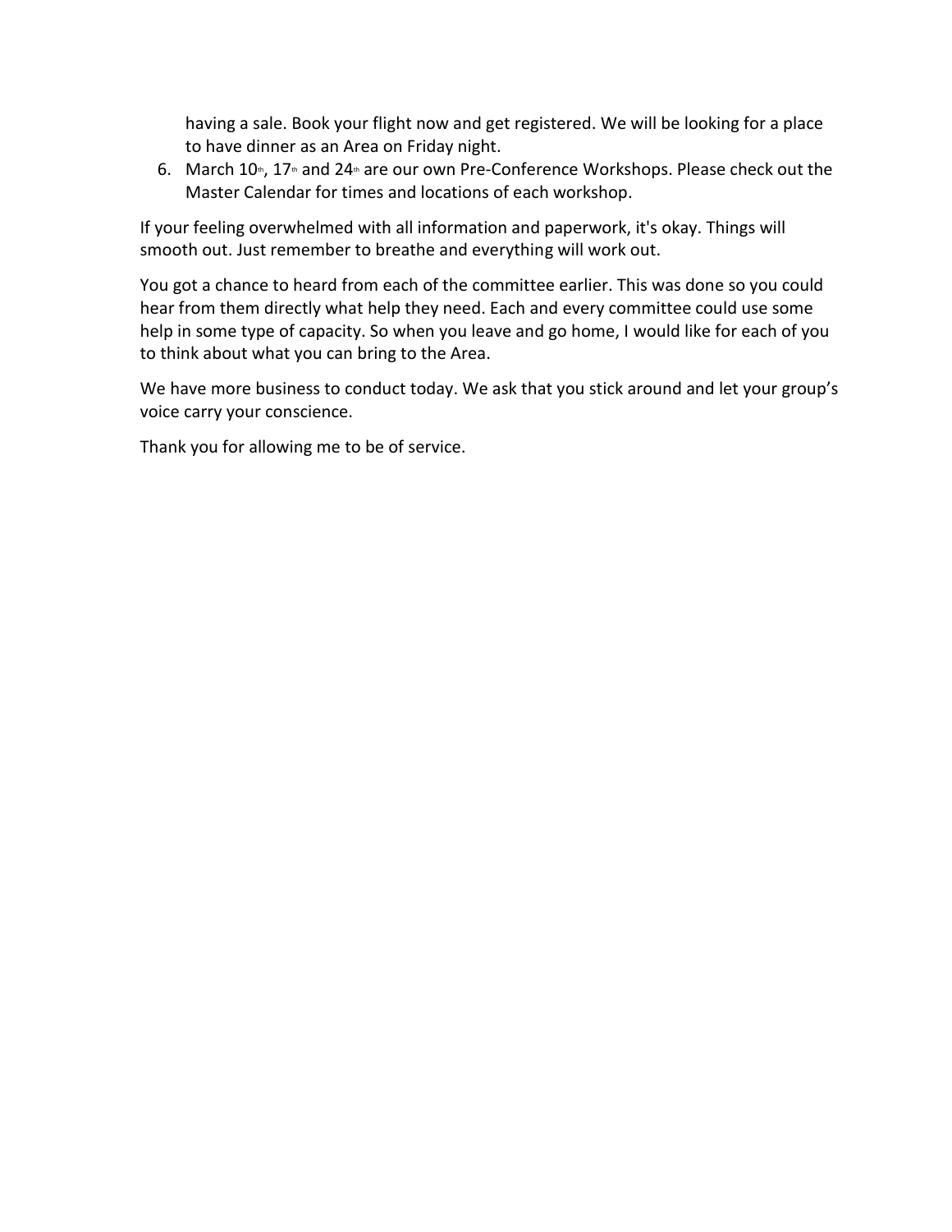having a sale. Book your flight now and get registered. We will be looking for a place to have dinner as an Area on Friday night.

6. March 10th, 17th and 24th are our own Pre-Conference Workshops. Please check out the Master Calendar for times and locations of each workshop.

If your feeling overwhelmed with all information and paperwork, it's okay. Things will smooth out. Just remember to breathe and everything will work out.

You got a chance to heard from each of the committee earlier. This was done so you could hear from them directly what help they need. Each and every committee could use some help in some type of capacity. So when you leave and go home, I would like for each of you to think about what you can bring to the Area.

We have more business to conduct today. We ask that you stick around and let your group's voice carry your conscience.

Thank you for allowing me to be of service.